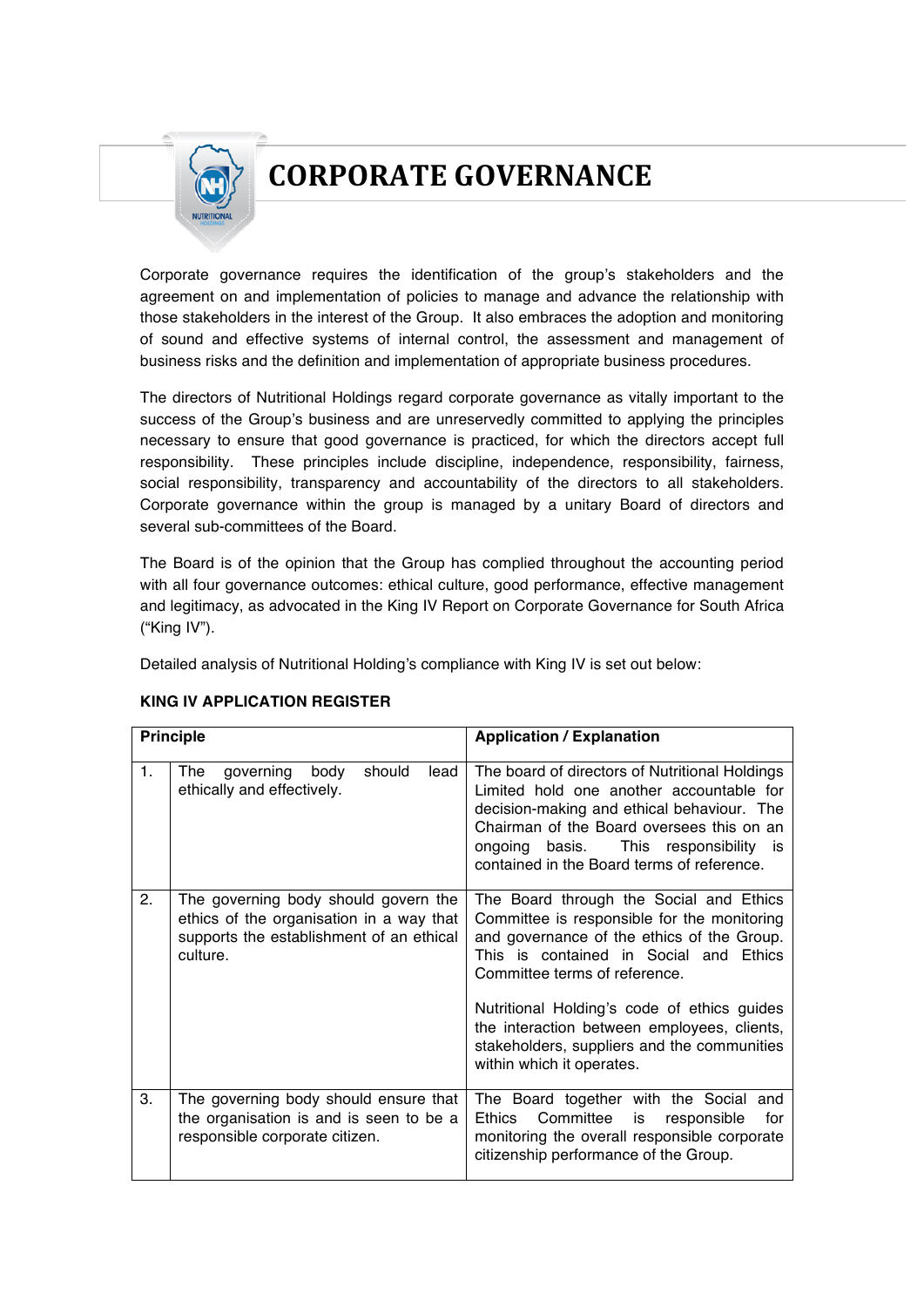# CORPORATE GOVERNANCE

Corporate governance requires the identification of the group's stakeholders and the agreement on and implementation of policies to manage and advance the relationship with those stakeholders in the interest of the Group. It also embraces the adoption and monitoring of sound and effective systems of internal control, the assessment and management of business risks and the definition and implementation of appropriate business procedures.

The directors of Nutritional Holdings regard corporate governance as vitally important to the success of the Group's business and are unreservedly committed to applying the principles necessary to ensure that good governance is practiced, for which the directors accept full responsibility. These principles include discipline, independence, responsibility, fairness, social responsibility, transparency and accountability of the directors to all stakeholders. Corporate governance within the group is managed by a unitary Board of directors and several sub-committees of the Board.

The Board is of the opinion that the Group has complied throughout the accounting period with all four governance outcomes: ethical culture, good performance, effective management and legitimacy, as advocated in the King IV Report on Corporate Governance for South Africa ("King IV").

Detailed analysis of Nutritional Holding's compliance with King IV is set out below:

**KING IV APPLICATION REGISTER**

| Principle | | Application / Explanation |
|---|---|---|
| 1. | The governing body should lead ethically and effectively. | The board of directors of Nutritional Holdings Limited hold one another accountable for decision-making and ethical behaviour. The Chairman of the Board oversees this on an ongoing basis. This responsibility is contained in the Board terms of reference. |
| 2. | The governing body should govern the ethics of the organisation in a way that supports the establishment of an ethical culture. | The Board through the Social and Ethics Committee is responsible for the monitoring and governance of the ethics of the Group. This is contained in Social and Ethics Committee terms of reference.<br><br>Nutritional Holding's code of ethics guides the interaction between employees, clients, stakeholders, suppliers and the communities within which it operates. |
| 3. | The governing body should ensure that the organisation is and is seen to be a responsible corporate citizen. | The Board together with the Social and Ethics Committee is responsible for monitoring the overall responsible corporate citizenship performance of the Group. |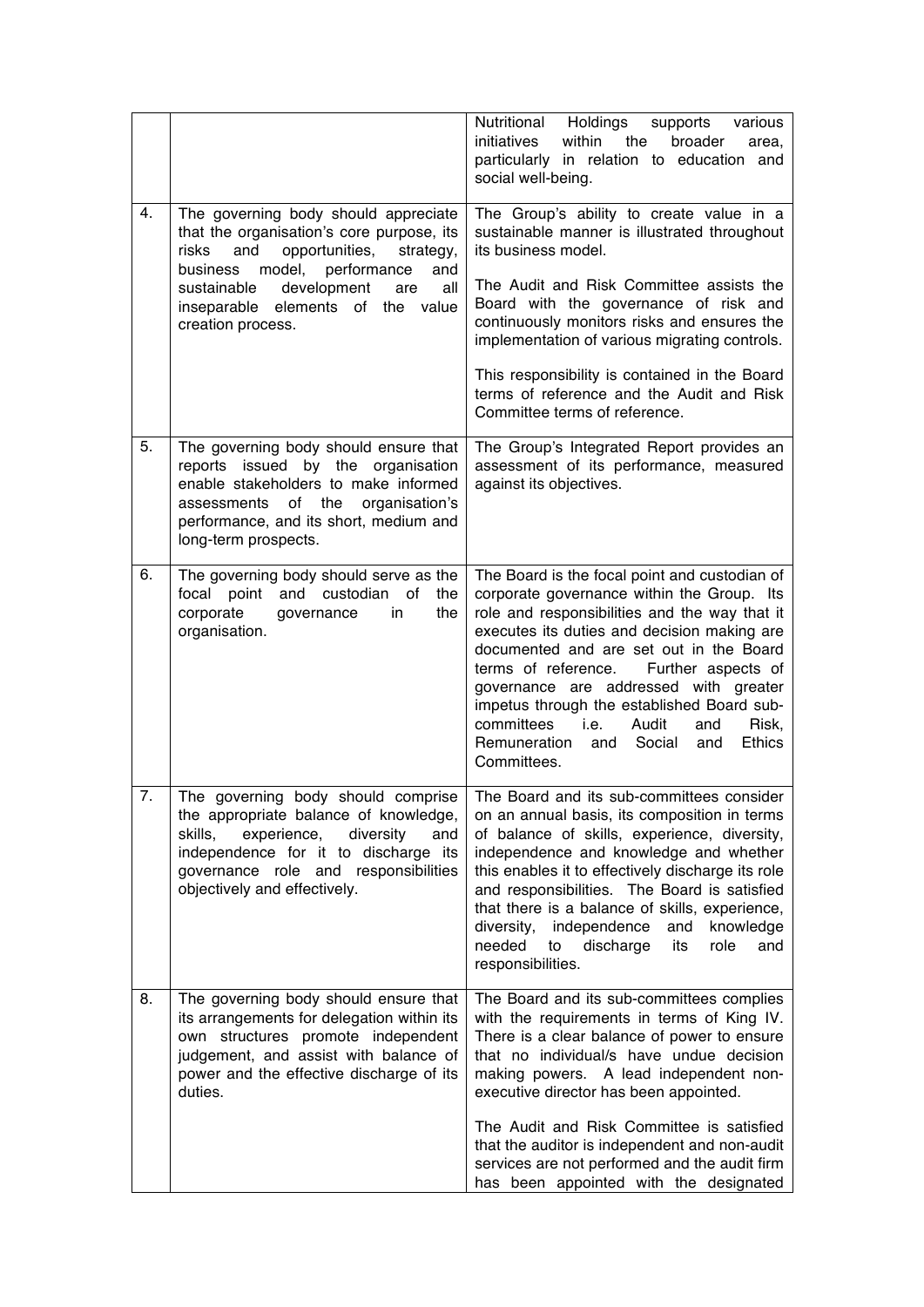| | | |
|---|---|---|
| | | Nutritional Holdings supports various initiatives within the broader area, particularly in relation to education and social well-being. |
| 4. | The governing body should appreciate that the organisation's core purpose, its risks and opportunities, strategy, business model, performance and sustainable development are all inseparable elements of the value creation process. | The Group's ability to create value in a sustainable manner is illustrated throughout its business model.<br><br>The Audit and Risk Committee assists the Board with the governance of risk and continuously monitors risks and ensures the implementation of various migrating controls.<br><br>This responsibility is contained in the Board terms of reference and the Audit and Risk Committee terms of reference. |
| 5. | The governing body should ensure that reports issued by the organisation enable stakeholders to make informed assessments of the organisation's performance, and its short, medium and long-term prospects. | The Group's Integrated Report provides an assessment of its performance, measured against its objectives. |
| 6. | The governing body should serve as the focal point and custodian of the corporate governance in the organisation. | The Board is the focal point and custodian of corporate governance within the Group. Its role and responsibilities and the way that it executes its duties and decision making are documented and are set out in the Board terms of reference. Further aspects of governance are addressed with greater impetus through the established Board sub-committees i.e. Audit and Risk, Remuneration and Social and Ethics Committees. |
| 7. | The governing body should comprise the appropriate balance of knowledge, skills, experience, diversity and independence for it to discharge its governance role and responsibilities objectively and effectively. | The Board and its sub-committees consider on an annual basis, its composition in terms of balance of skills, experience, diversity, independence and knowledge and whether this enables it to effectively discharge its role and responsibilities. The Board is satisfied that there is a balance of skills, experience, diversity, independence and knowledge needed to discharge its role and responsibilities. |
| 8. | The governing body should ensure that its arrangements for delegation within its own structures promote independent judgement, and assist with balance of power and the effective discharge of its duties. | The Board and its sub-committees complies with the requirements in terms of King IV. There is a clear balance of power to ensure that no individual/s have undue decision making powers. A lead independent non-executive director has been appointed.<br><br>The Audit and Risk Committee is satisfied that the auditor is independent and non-audit services are not performed and the audit firm has been appointed with the designated |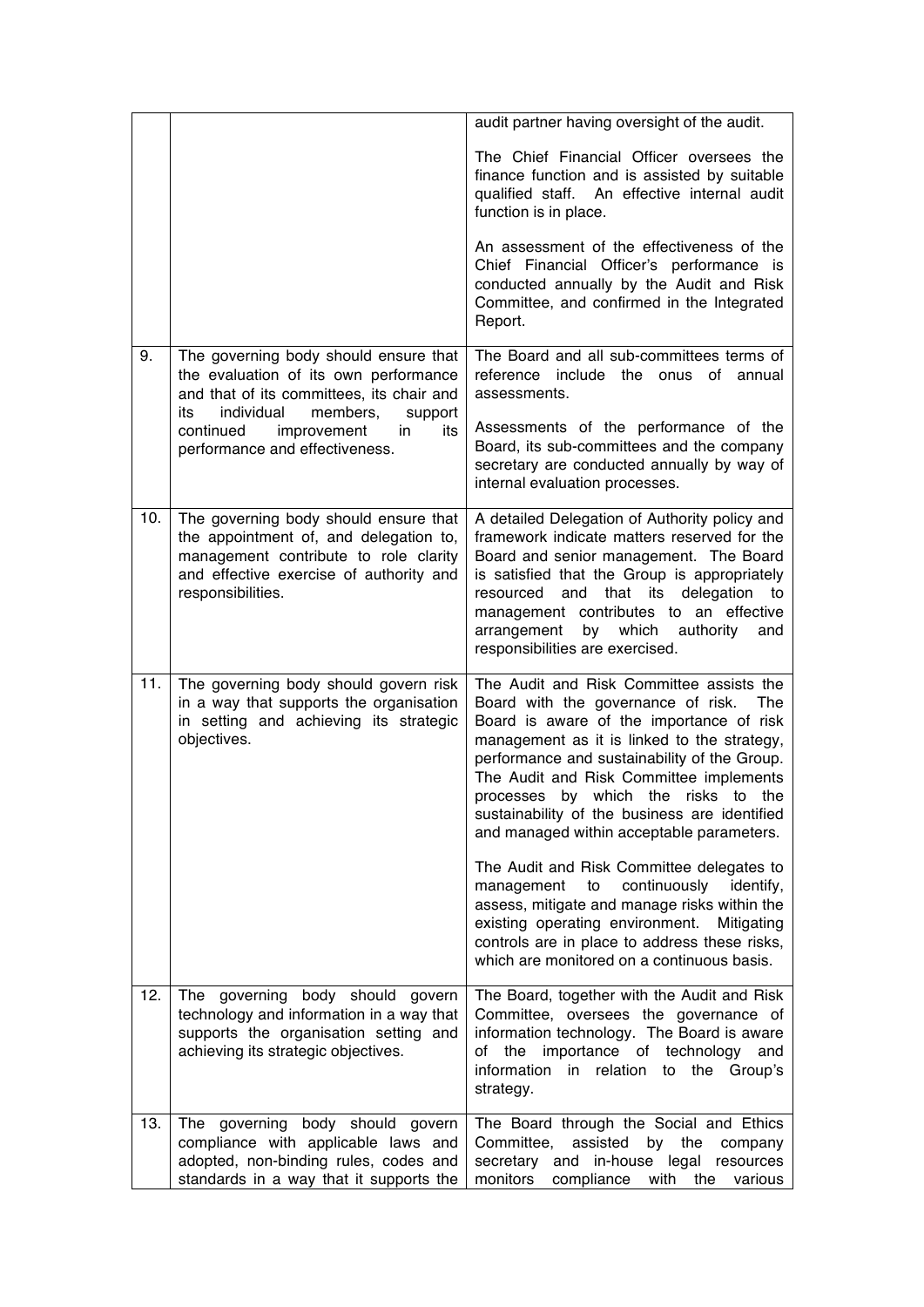|  |  |  |
|---|---|---|
|  |  | audit partner having oversight of the audit.<br><br>The Chief Financial Officer oversees the finance function and is assisted by suitable qualified staff. An effective internal audit function is in place.<br><br>An assessment of the effectiveness of the Chief Financial Officer's performance is conducted annually by the Audit and Risk Committee, and confirmed in the Integrated Report. |
| 9. | The governing body should ensure that the evaluation of its own performance and that of its committees, its chair and its individual members, support continued improvement in its performance and effectiveness. | The Board and all sub-committees terms of reference include the onus of annual assessments.<br><br>Assessments of the performance of the Board, its sub-committees and the company secretary are conducted annually by way of internal evaluation processes. |
| 10. | The governing body should ensure that the appointment of, and delegation to, management contribute to role clarity and effective exercise of authority and responsibilities. | A detailed Delegation of Authority policy and framework indicate matters reserved for the Board and senior management. The Board is satisfied that the Group is appropriately resourced and that its delegation to management contributes to an effective arrangement by which authority and responsibilities are exercised. |
| 11. | The governing body should govern risk in a way that supports the organisation in setting and achieving its strategic objectives. | The Audit and Risk Committee assists the Board with the governance of risk. The Board is aware of the importance of risk management as it is linked to the strategy, performance and sustainability of the Group. The Audit and Risk Committee implements processes by which the risks to the sustainability of the business are identified and managed within acceptable parameters.<br><br>The Audit and Risk Committee delegates to management to continuously identify, assess, mitigate and manage risks within the existing operating environment. Mitigating controls are in place to address these risks, which are monitored on a continuous basis. |
| 12. | The governing body should govern technology and information in a way that supports the organisation setting and achieving its strategic objectives. | The Board, together with the Audit and Risk Committee, oversees the governance of information technology. The Board is aware of the importance of technology and information in relation to the Group's strategy. |
| 13. | The governing body should govern compliance with applicable laws and adopted, non-binding rules, codes and standards in a way that it supports the | The Board through the Social and Ethics Committee, assisted by the company secretary and in-house legal resources monitors compliance with the various |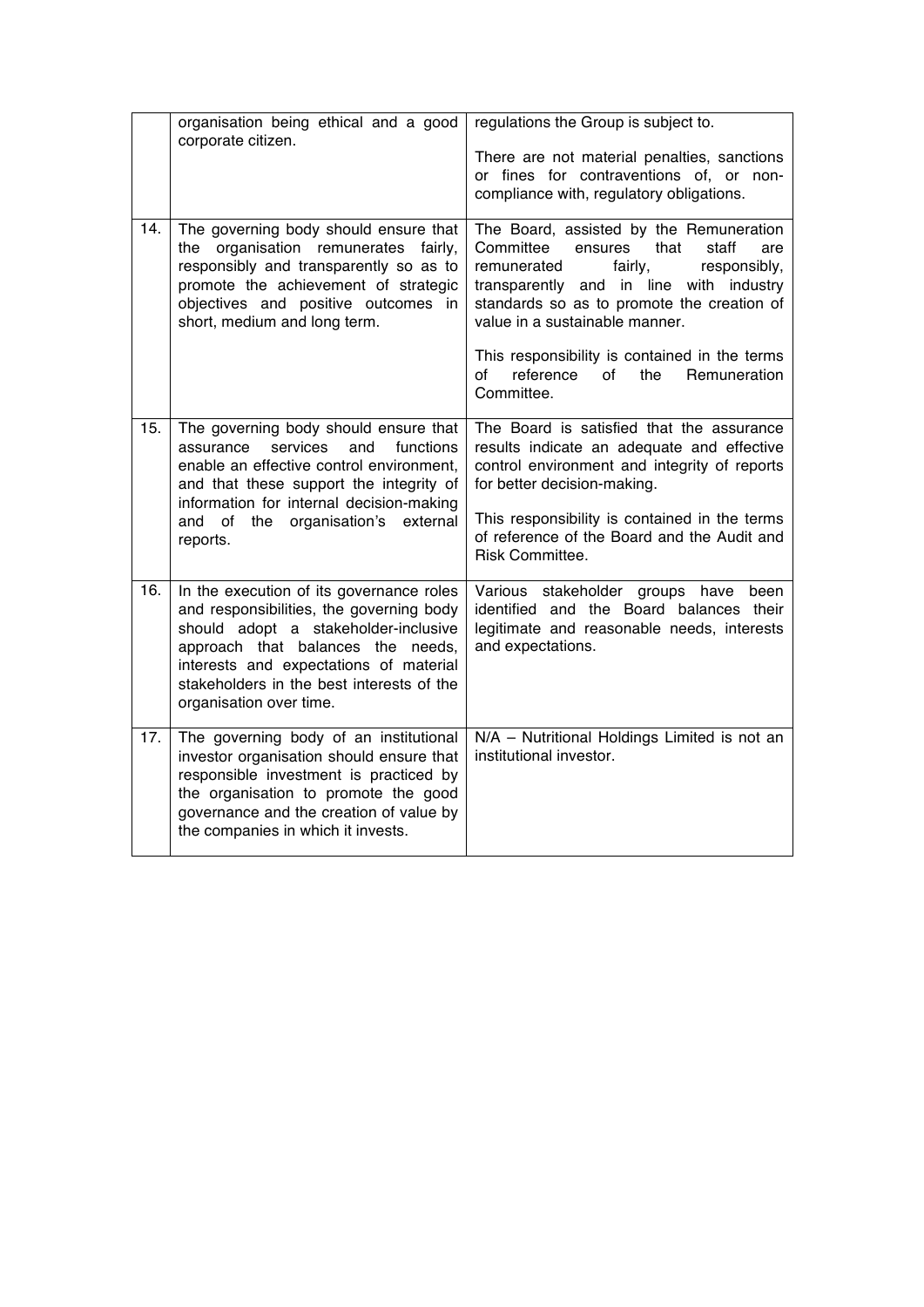| | | |
|---|---|---|
| | organisation being ethical and a good corporate citizen. | regulations the Group is subject to.<br><br>There are not material penalties, sanctions or fines for contraventions of, or non-compliance with, regulatory obligations. |
| 14. | The governing body should ensure that the organisation remunerates fairly, responsibly and transparently so as to promote the achievement of strategic objectives and positive outcomes in short, medium and long term. | The Board, assisted by the Remuneration Committee ensures that staff are remunerated fairly, responsibly, transparently and in line with industry standards so as to promote the creation of value in a sustainable manner.<br><br>This responsibility is contained in the terms of reference of the Remuneration Committee. |
| 15. | The governing body should ensure that assurance services and functions enable an effective control environment, and that these support the integrity of information for internal decision-making and of the organisation's external reports. | The Board is satisfied that the assurance results indicate an adequate and effective control environment and integrity of reports for better decision-making.<br><br>This responsibility is contained in the terms of reference of the Board and the Audit and Risk Committee. |
| 16. | In the execution of its governance roles and responsibilities, the governing body should adopt a stakeholder-inclusive approach that balances the needs, interests and expectations of material stakeholders in the best interests of the organisation over time. | Various stakeholder groups have been identified and the Board balances their legitimate and reasonable needs, interests and expectations. |
| 17. | The governing body of an institutional investor organisation should ensure that responsible investment is practiced by the organisation to promote the good governance and the creation of value by the companies in which it invests. | N/A – Nutritional Holdings Limited is not an institutional investor. |